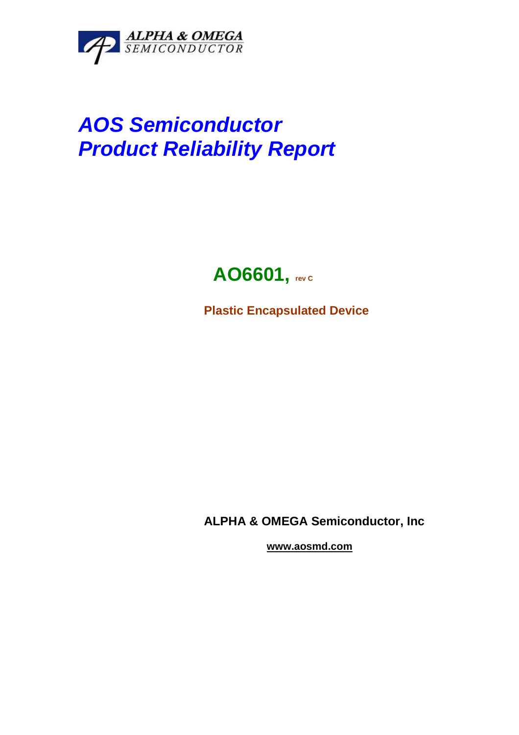ALPHA & OMEGA
SEMICONDUCTOR

# *AOS Semiconductor*
# *Product Reliability Report*

## AO6601, rev C

**Plastic Encapsulated Device**

**ALPHA & OMEGA Semiconductor, Inc**

**www.aosmd.com**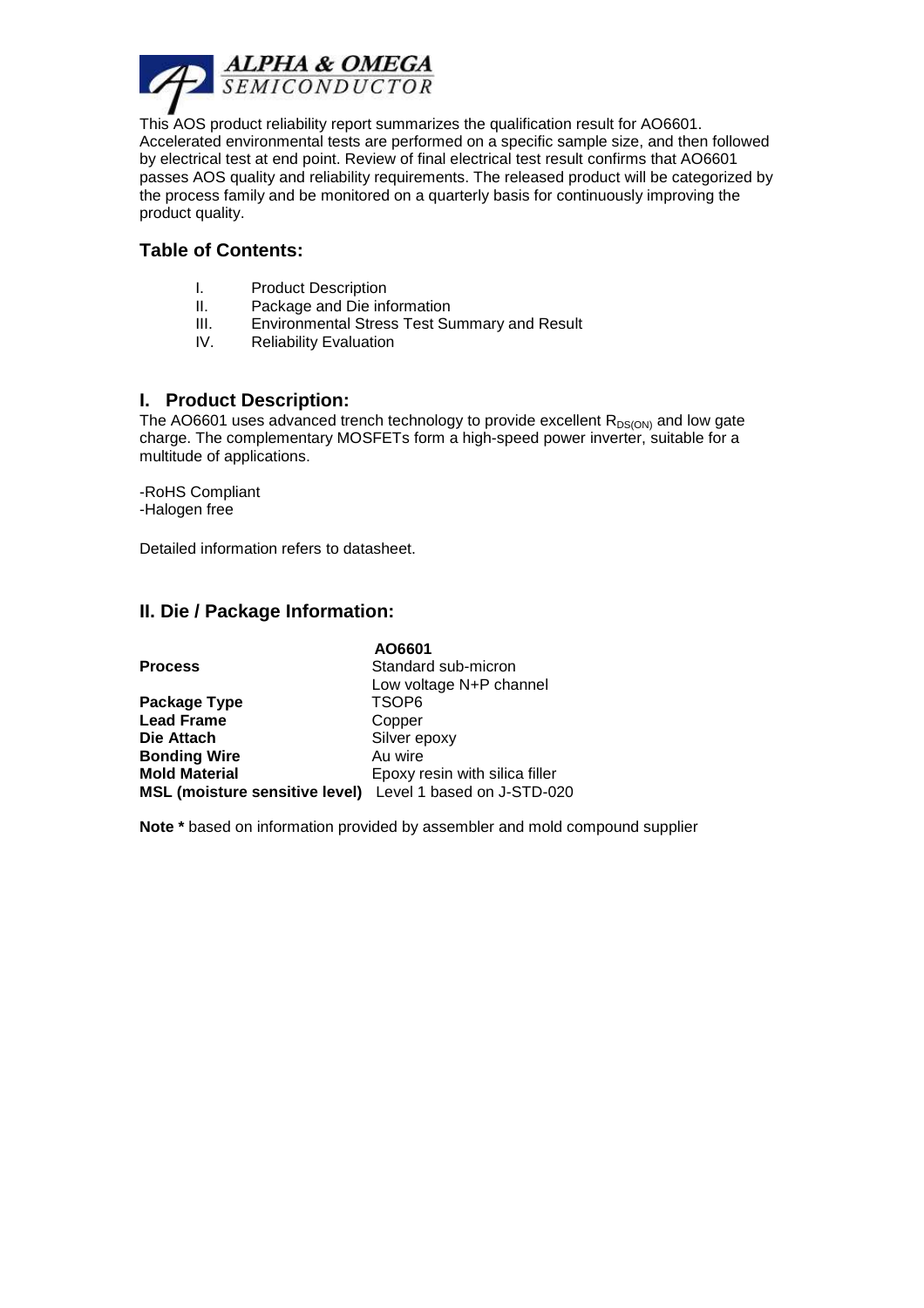This AOS product reliability report summarizes the qualification result for AO6601. Accelerated environmental tests are performed on a specific sample size, and then followed by electrical test at end point. Review of final electrical test result confirms that AO6601 passes AOS quality and reliability requirements. The released product will be categorized by the process family and be monitored on a quarterly basis for continuously improving the product quality.

## Table of Contents:

I. Product Description
II. Package and Die information
III. Environmental Stress Test Summary and Result
IV. Reliability Evaluation

## I. Product Description:

The AO6601 uses advanced trench technology to provide excellent $R_{DS(ON)}$ and low gate charge. The complementary MOSFETs form a high-speed power inverter, suitable for a multitude of applications.

-RoHS Compliant
-Halogen free

Detailed information refers to datasheet.

## II. Die / Package Information:

| | AO6601 |
|---|---|
| **Process** | Standard sub-micron<br>Low voltage N+P channel |
| **Package Type** | TSOP6 |
| **Lead Frame** | Copper |
| **Die Attach** | Silver epoxy |
| **Bonding Wire** | Au wire |
| **Mold Material** | Epoxy resin with silica filler |
| **MSL (moisture sensitive level)** | Level 1 based on J-STD-020 |

**Note *** based on information provided by assembler and mold compound supplier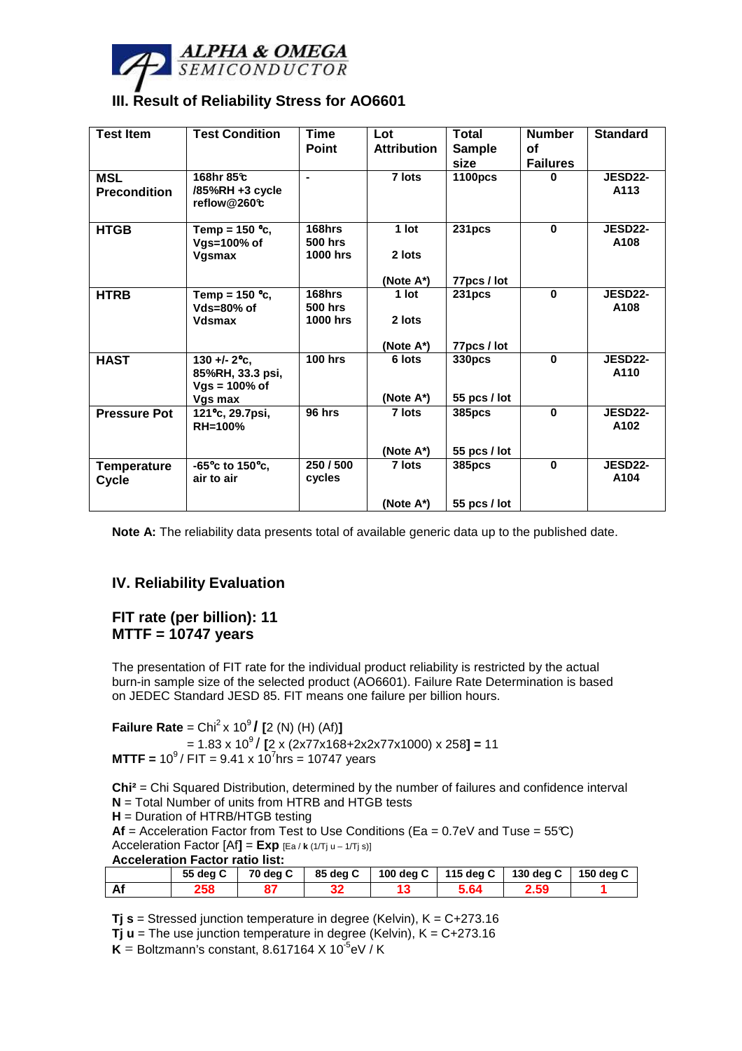## III. Result of Reliability Stress for AO6601

| Test Item | Test Condition | Time Point | Lot Attribution | Total Sample size | Number of Failures | Standard |
|---|---|---|---|---|---|---|
| MSL Precondition | 168hr 85℃ /85%RH +3 cycle reflow@260℃ | - | 7 lots | 1100pcs | 0 | JESD22-A113 |
| HTGB | Temp = 150 °c, Vgs=100% of Vgsmax | 168hrs<br>500 hrs<br>1000 hrs | 1 lot<br>2 lots<br>(Note A*) | 231pcs<br>77pcs / lot | 0 | JESD22-A108 |
| HTRB | Temp = 150 °c, Vds=80% of Vdsmax | 168hrs<br>500 hrs<br>1000 hrs | 1 lot<br>2 lots<br>(Note A*) | 231pcs<br>77pcs / lot | 0 | JESD22-A108 |
| HAST | 130 +/- 2°c, 85%RH, 33.3 psi, Vgs = 100% of Vgs max | 100 hrs | 6 lots<br>(Note A*) | 330pcs<br>55 pcs / lot | 0 | JESD22-A110 |
| Pressure Pot | 121°c, 29.7psi, RH=100% | 96 hrs | 7 lots<br>(Note A*) | 385pcs<br>55 pcs / lot | 0 | JESD22-A102 |
| Temperature Cycle | -65°c to 150°c, air to air | 250 / 500 cycles | 7 lots<br>(Note A*) | 385pcs<br>55 pcs / lot | 0 | JESD22-A104 |

**Note A:** The reliability data presents total of available generic data up to the published date.

## IV. Reliability Evaluation

### FIT rate (per billion): 11
### MTTF = 10747 years

The presentation of FIT rate for the individual product reliability is restricted by the actual burn-in sample size of the selected product (AO6601). Failure Rate Determination is based on JEDEC Standard JESD 85. FIT means one failure per billion hours.

**Failure Rate** = $Chi^2 \times 10^9$ **/ [**2 (N) (H) (Af)**]**

= $1.83 \times 10^9$ **/ [**2 x (2x77x168+2x2x77x1000) x 258**] =** 11

**MTTF =** $10^9$ / FIT = $9.41 \times 10^7$hrs = 10747 years

**Chi²** = Chi Squared Distribution, determined by the number of failures and confidence interval
**N** = Total Number of units from HTRB and HTGB tests
**H** = Duration of HTRB/HTGB testing
**Af** = Acceleration Factor from Test to Use Conditions (Ea = 0.7eV and Tuse = 55℃)
Acceleration Factor [Af**]** = **Exp** $[Ea / k (1/Tj_u - 1/Tj_s)]$

**Acceleration Factor ratio list:**

| | 55 deg C | 70 deg C | 85 deg C | 100 deg C | 115 deg C | 130 deg C | 150 deg C |
|---|---|---|---|---|---|---|---|
| Af | 258 | 87 | 32 | 13 | 5.64 | 2.59 | 1 |

**Tj s** = Stressed junction temperature in degree (Kelvin), K = C+273.16
**Tj u** = The use junction temperature in degree (Kelvin), K = C+273.16
**K** = Boltzmann's constant, $8.617164 \times 10^{-5}$eV / K